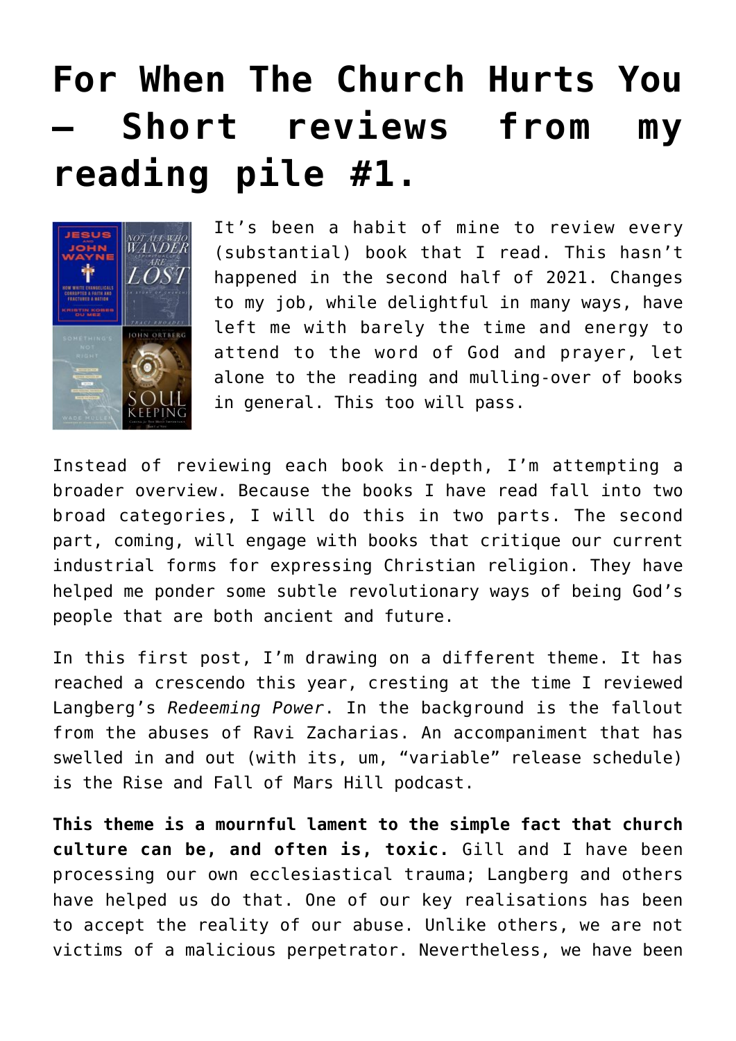# For When The Church Hurts You – Short reviews from my reading pile #1.

It's been a habit of mine to review every (substantial) book that I read. This hasn't happened in the second half of 2021. Changes to my job, while delightful in many ways, have left me with barely the time and energy to attend to the word of God and prayer, let alone to the reading and mulling-over of books in general. This too will pass.

Instead of reviewing each book in-depth, I'm attempting a broader overview. Because the books I have read fall into two broad categories, I will do this in two parts. The second part, coming, will engage with books that critique our current industrial forms for expressing Christian religion. They have helped me ponder some subtle revolutionary ways of being God's people that are both ancient and future.

In this first post, I'm drawing on a different theme. It has reached a crescendo this year, cresting at the time I reviewed Langberg's *Redeeming Power*. In the background is the fallout from the abuses of Ravi Zacharias. An accompaniment that has swelled in and out (with its, um, "variable" release schedule) is the Rise and Fall of Mars Hill podcast.

**This theme is a mournful lament to the simple fact that church culture can be, and often is, toxic.** Gill and I have been processing our own ecclesiastical trauma; Langberg and others have helped us do that. One of our key realisations has been to accept the reality of our abuse. Unlike others, we are not victims of a malicious perpetrator. Nevertheless, we have been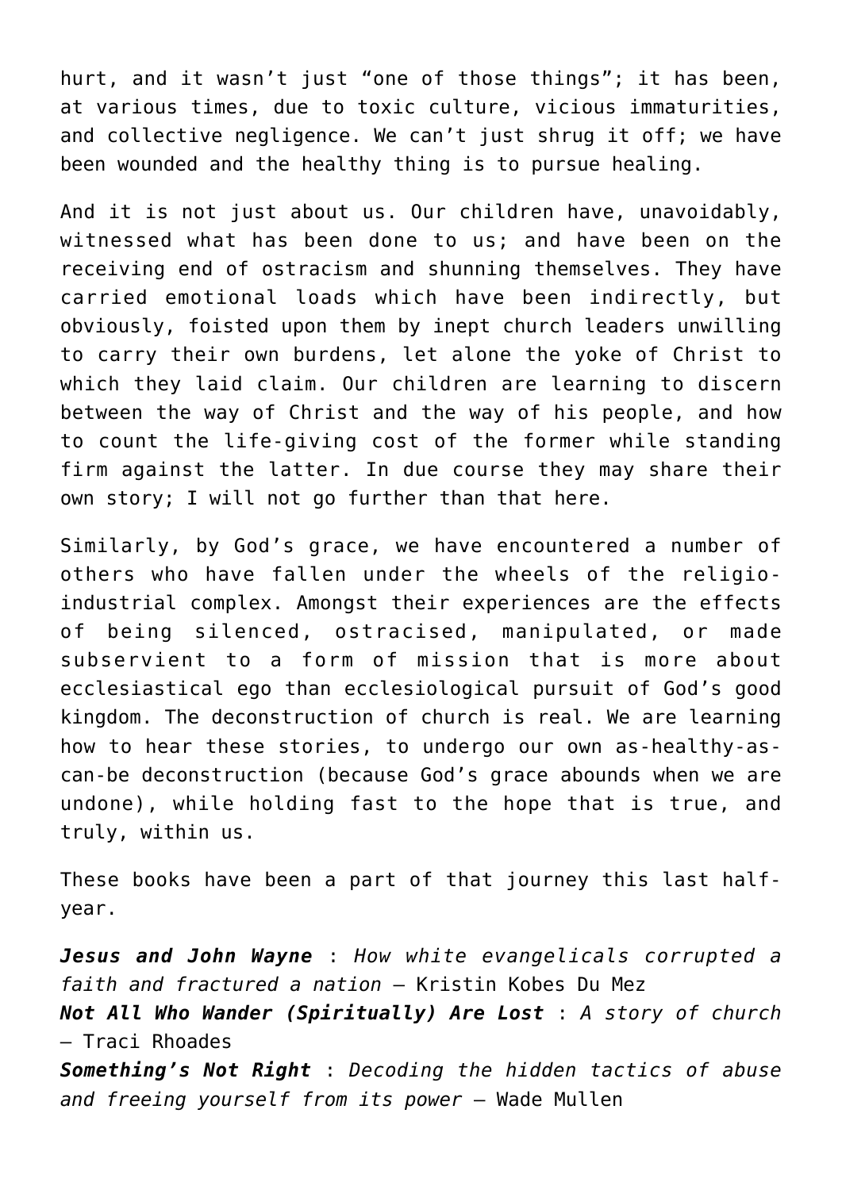hurt, and it wasn't just "one of those things"; it has been, at various times, due to toxic culture, vicious immaturities, and collective negligence. We can't just shrug it off; we have been wounded and the healthy thing is to pursue healing.

And it is not just about us. Our children have, unavoidably, witnessed what has been done to us; and have been on the receiving end of ostracism and shunning themselves. They have carried emotional loads which have been indirectly, but obviously, foisted upon them by inept church leaders unwilling to carry their own burdens, let alone the yoke of Christ to which they laid claim. Our children are learning to discern between the way of Christ and the way of his people, and how to count the life-giving cost of the former while standing firm against the latter. In due course they may share their own story; I will not go further than that here.

Similarly, by God's grace, we have encountered a number of others who have fallen under the wheels of the religio-industrial complex. Amongst their experiences are the effects of being silenced, ostracised, manipulated, or made subservient to a form of mission that is more about ecclesiastical ego than ecclesiological pursuit of God's good kingdom. The deconstruction of church is real. We are learning how to hear these stories, to undergo our own as-healthy-as-can-be deconstruction (because God's grace abounds when we are undone), while holding fast to the hope that is true, and truly, within us.

These books have been a part of that journey this last half-year.

***Jesus and John Wayne*** : *How white evangelicals corrupted a faith and fractured a nation* – Kristin Kobes Du Mez
***Not All Who Wander (Spiritually) Are Lost*** : *A story of church* – Traci Rhoades
***Something's Not Right*** : *Decoding the hidden tactics of abuse and freeing yourself from its power* – Wade Mullen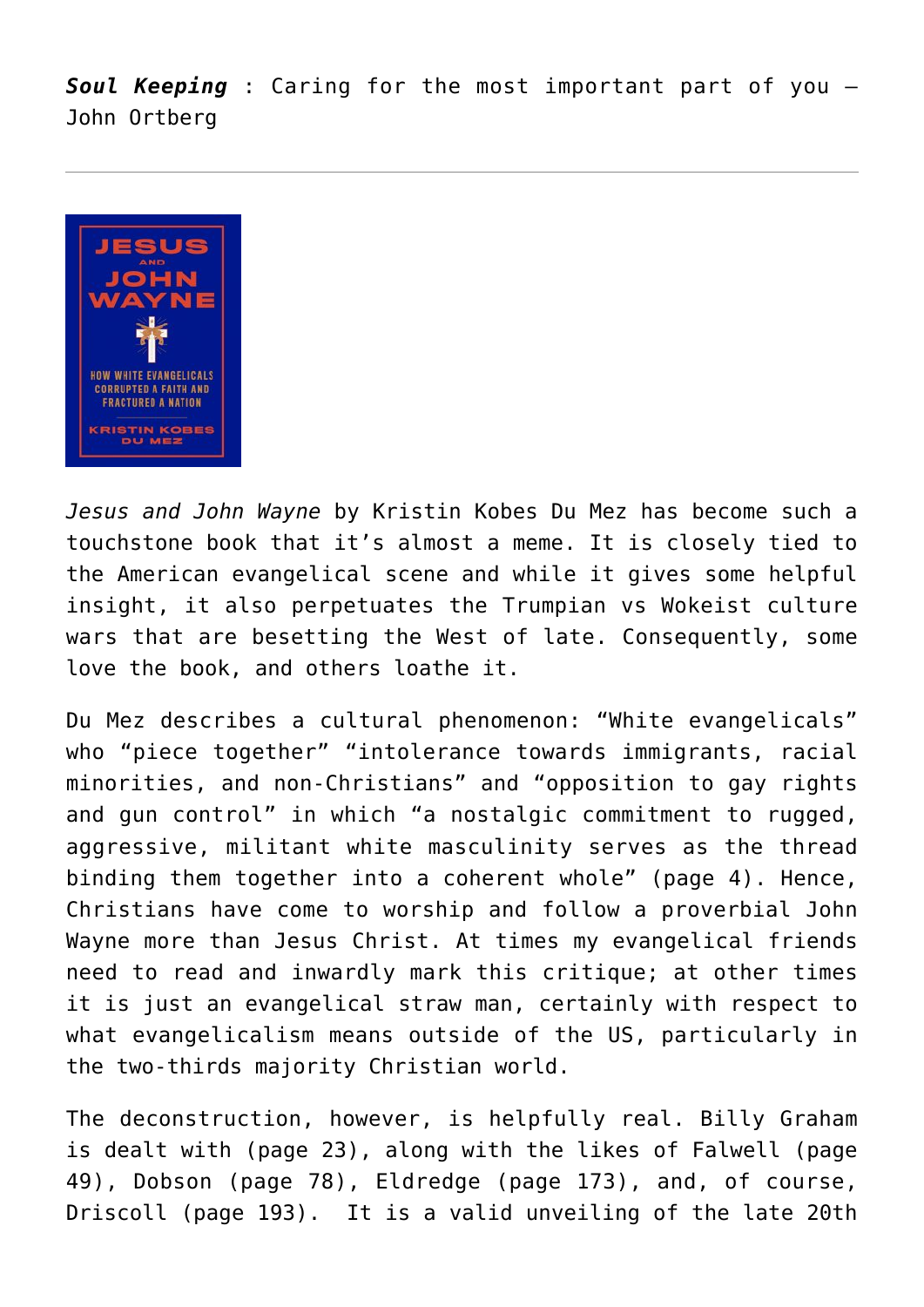***Soul Keeping*** : Caring for the most important part of you – John Ortberg

---

*Jesus and John Wayne* by Kristin Kobes Du Mez has become such a touchstone book that it's almost a meme. It is closely tied to the American evangelical scene and while it gives some helpful insight, it also perpetuates the Trumpian vs Wokeist culture wars that are besetting the West of late. Consequently, some love the book, and others loathe it.

Du Mez describes a cultural phenomenon: "White evangelicals" who "piece together" "intolerance towards immigrants, racial minorities, and non-Christians" and "opposition to gay rights and gun control" in which "a nostalgic commitment to rugged, aggressive, militant white masculinity serves as the thread binding them together into a coherent whole" (page 4). Hence, Christians have come to worship and follow a proverbial John Wayne more than Jesus Christ. At times my evangelical friends need to read and inwardly mark this critique; at other times it is just an evangelical straw man, certainly with respect to what evangelicalism means outside of the US, particularly in the two-thirds majority Christian world.

The deconstruction, however, is helpfully real. Billy Graham is dealt with (page 23), along with the likes of Falwell (page 49), Dobson (page 78), Eldredge (page 173), and, of course, Driscoll (page 193). It is a valid unveiling of the late 20th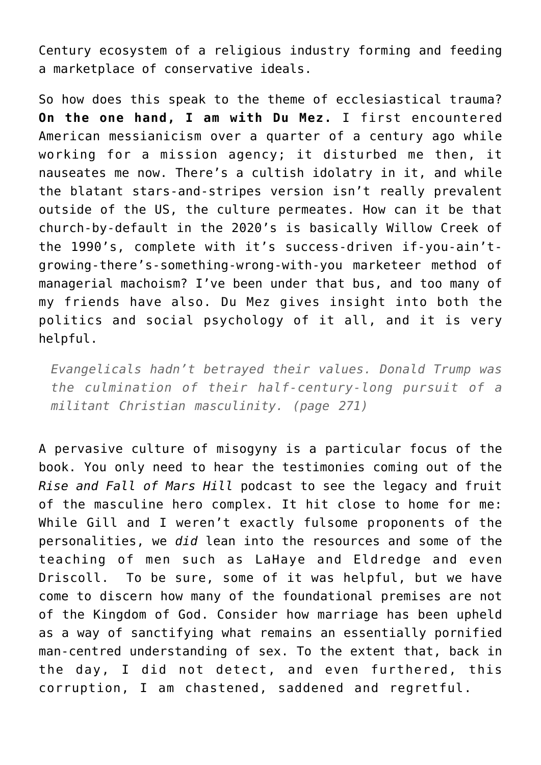Century ecosystem of a religious industry forming and feeding a marketplace of conservative ideals.

So how does this speak to the theme of ecclesiastical trauma? **On the one hand, I am with Du Mez.** I first encountered American messianicism over a quarter of a century ago while working for a mission agency; it disturbed me then, it nauseates me now. There's a cultish idolatry in it, and while the blatant stars-and-stripes version isn't really prevalent outside of the US, the culture permeates. How can it be that church-by-default in the 2020's is basically Willow Creek of the 1990's, complete with it's success-driven if-you-ain't-growing-there's-something-wrong-with-you marketeer method of managerial machoism? I've been under that bus, and too many of my friends have also. Du Mez gives insight into both the politics and social psychology of it all, and it is very helpful.

> *Evangelicals hadn't betrayed their values. Donald Trump was the culmination of their half-century-long pursuit of a militant Christian masculinity. (page 271)*

A pervasive culture of misogyny is a particular focus of the book. You only need to hear the testimonies coming out of the *Rise and Fall of Mars Hill* podcast to see the legacy and fruit of the masculine hero complex. It hit close to home for me: While Gill and I weren't exactly fulsome proponents of the personalities, we *did* lean into the resources and some of the teaching of men such as LaHaye and Eldredge and even Driscoll. To be sure, some of it was helpful, but we have come to discern how many of the foundational premises are not of the Kingdom of God. Consider how marriage has been upheld as a way of sanctifying what remains an essentially pornified man-centred understanding of sex. To the extent that, back in the day, I did not detect, and even furthered, this corruption, I am chastened, saddened and regretful.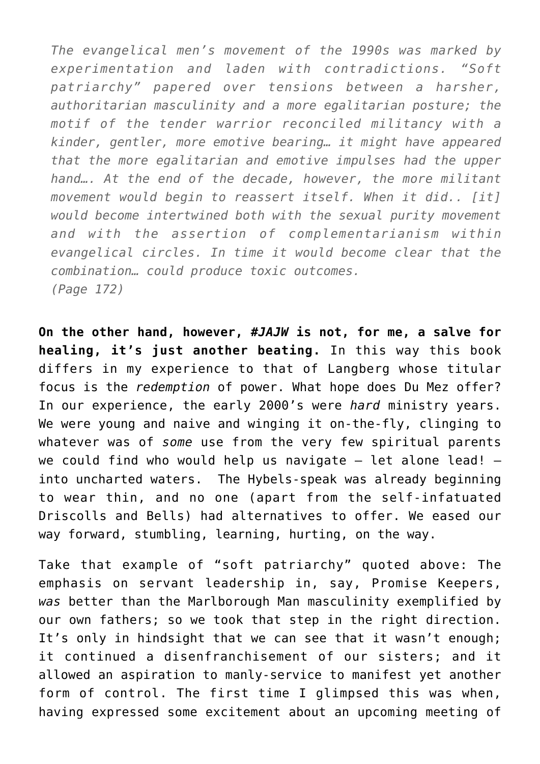> *The evangelical men's movement of the 1990s was marked by experimentation and laden with contradictions. "Soft patriarchy" papered over tensions between a harsher, authoritarian masculinity and a more egalitarian posture; the motif of the tender warrior reconciled militancy with a kinder, gentler, more emotive bearing… it might have appeared that the more egalitarian and emotive impulses had the upper hand…. At the end of the decade, however, the more militant movement would begin to reassert itself. When it did.. [it] would become intertwined both with the sexual purity movement and with the assertion of complementarianism within evangelical circles. In time it would become clear that the combination… could produce toxic outcomes.*
> *(Page 172)*

**On the other hand, however, *#JAJW* is not, for me, a salve for healing, it's just another beating.** In this way this book differs in my experience to that of Langberg whose titular focus is the *redemption* of power. What hope does Du Mez offer? In our experience, the early 2000's were *hard* ministry years. We were young and naive and winging it on-the-fly, clinging to whatever was of *some* use from the very few spiritual parents we could find who would help us navigate – let alone lead! – into uncharted waters. The Hybels-speak was already beginning to wear thin, and no one (apart from the self-infatuated Driscolls and Bells) had alternatives to offer. We eased our way forward, stumbling, learning, hurting, on the way.

Take that example of "soft patriarchy" quoted above: The emphasis on servant leadership in, say, Promise Keepers, *was* better than the Marlborough Man masculinity exemplified by our own fathers; so we took that step in the right direction. It's only in hindsight that we can see that it wasn't enough; it continued a disenfranchisement of our sisters; and it allowed an aspiration to manly-service to manifest yet another form of control. The first time I glimpsed this was when, having expressed some excitement about an upcoming meeting of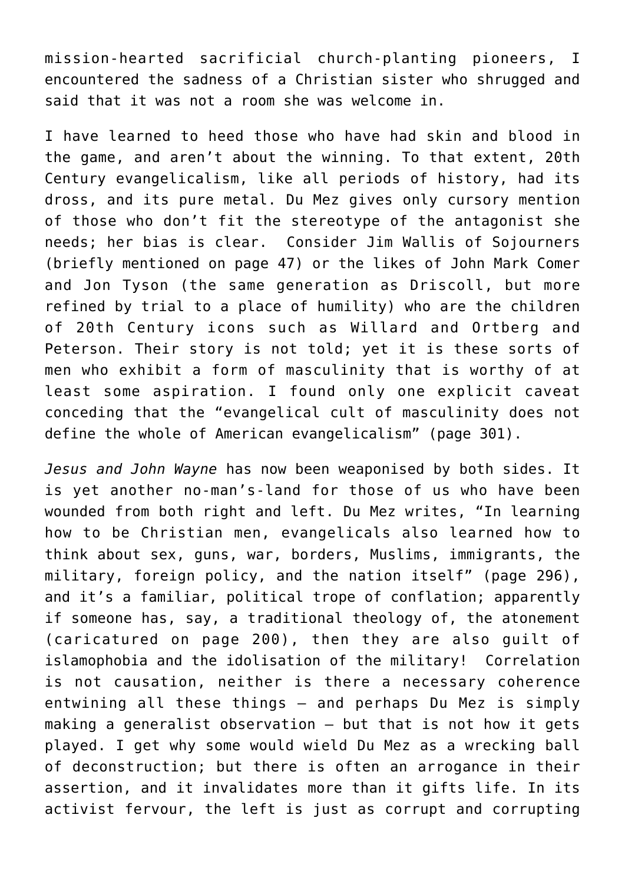mission-hearted sacrificial church-planting pioneers, I encountered the sadness of a Christian sister who shrugged and said that it was not a room she was welcome in.

I have learned to heed those who have had skin and blood in the game, and aren't about the winning. To that extent, 20th Century evangelicalism, like all periods of history, had its dross, and its pure metal. Du Mez gives only cursory mention of those who don't fit the stereotype of the antagonist she needs; her bias is clear. Consider Jim Wallis of Sojourners (briefly mentioned on page 47) or the likes of John Mark Comer and Jon Tyson (the same generation as Driscoll, but more refined by trial to a place of humility) who are the children of 20th Century icons such as Willard and Ortberg and Peterson. Their story is not told; yet it is these sorts of men who exhibit a form of masculinity that is worthy of at least some aspiration. I found only one explicit caveat conceding that the "evangelical cult of masculinity does not define the whole of American evangelicalism" (page 301).

*Jesus and John Wayne* has now been weaponised by both sides. It is yet another no-man's-land for those of us who have been wounded from both right and left. Du Mez writes, "In learning how to be Christian men, evangelicals also learned how to think about sex, guns, war, borders, Muslims, immigrants, the military, foreign policy, and the nation itself" (page 296), and it's a familiar, political trope of conflation; apparently if someone has, say, a traditional theology of, the atonement (caricatured on page 200), then they are also guilt of islamophobia and the idolisation of the military! Correlation is not causation, neither is there a necessary coherence entwining all these things – and perhaps Du Mez is simply making a generalist observation – but that is not how it gets played. I get why some would wield Du Mez as a wrecking ball of deconstruction; but there is often an arrogance in their assertion, and it invalidates more than it gifts life. In its activist fervour, the left is just as corrupt and corrupting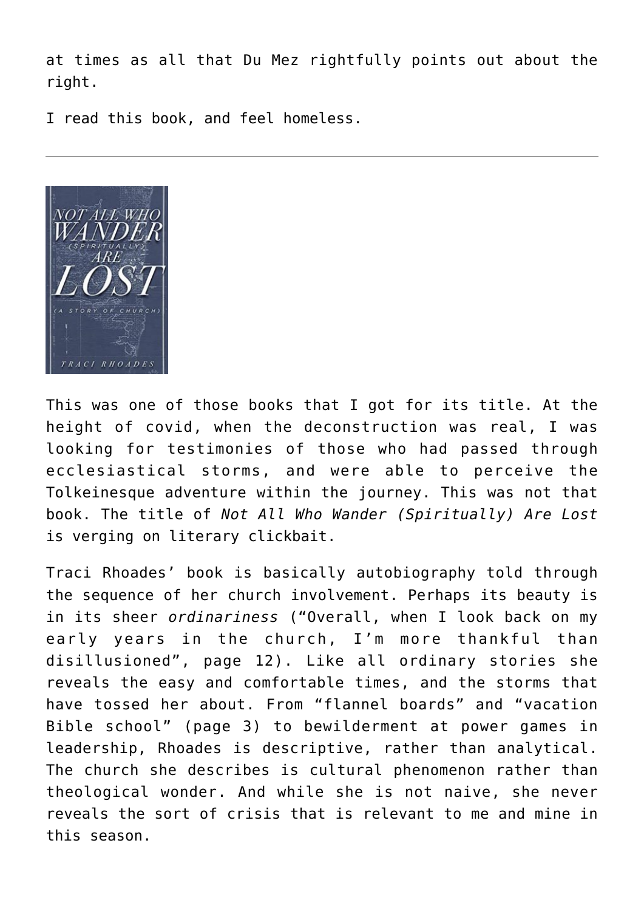at times as all that Du Mez rightfully points out about the right.

I read this book, and feel homeless.

---

This was one of those books that I got for its title. At the height of covid, when the deconstruction was real, I was looking for testimonies of those who had passed through ecclesiastical storms, and were able to perceive the Tolkeinesque adventure within the journey. This was not that book. The title of *Not All Who Wander (Spiritually) Are Lost* is verging on literary clickbait.

Traci Rhoades' book is basically autobiography told through the sequence of her church involvement. Perhaps its beauty is in its sheer *ordinariness* ("Overall, when I look back on my early years in the church, I'm more thankful than disillusioned", page 12). Like all ordinary stories she reveals the easy and comfortable times, and the storms that have tossed her about. From "flannel boards" and "vacation Bible school" (page 3) to bewilderment at power games in leadership, Rhoades is descriptive, rather than analytical. The church she describes is cultural phenomenon rather than theological wonder. And while she is not naive, she never reveals the sort of crisis that is relevant to me and mine in this season.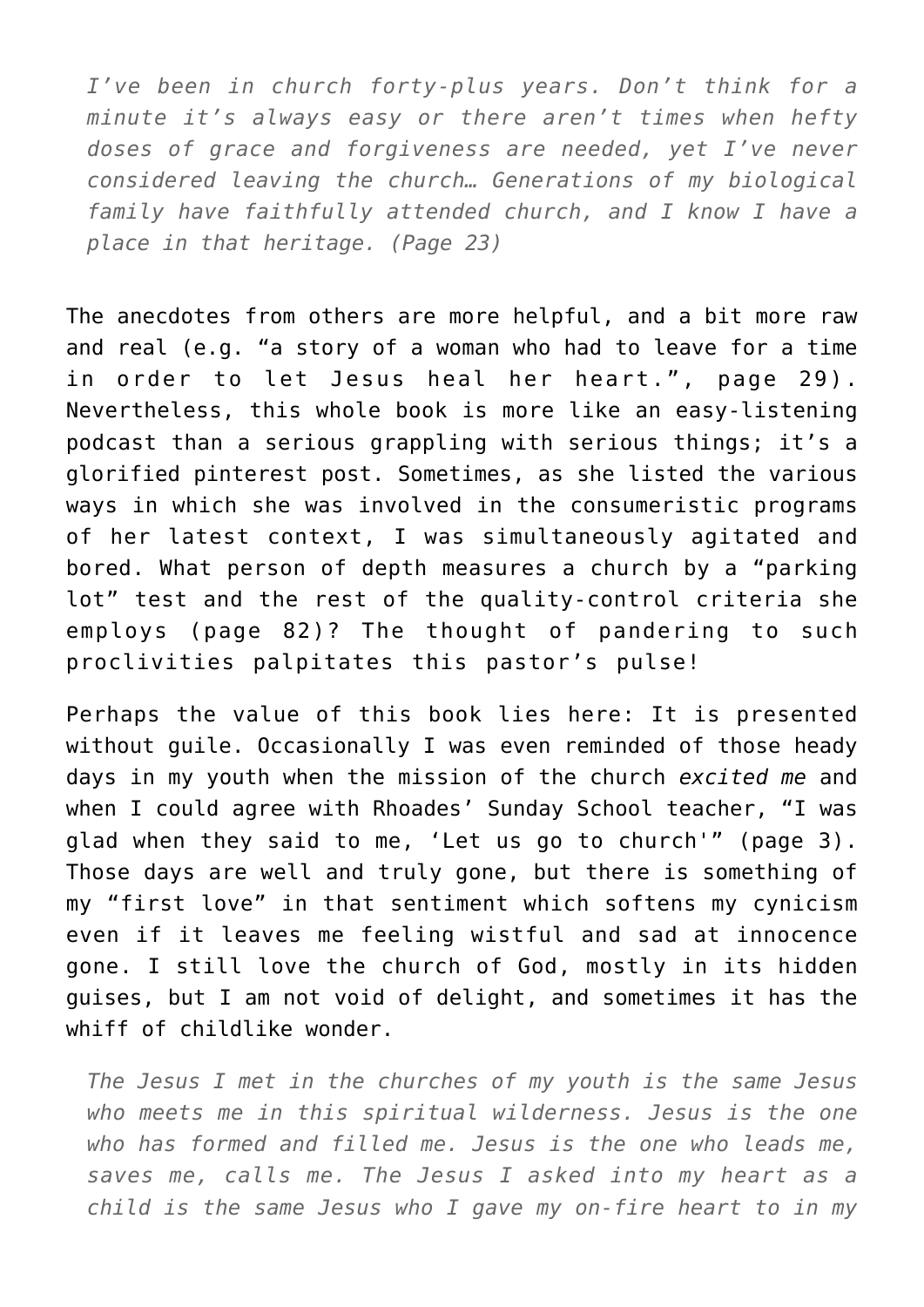> *I've been in church forty-plus years. Don't think for a minute it's always easy or there aren't times when hefty doses of grace and forgiveness are needed, yet I've never considered leaving the church… Generations of my biological family have faithfully attended church, and I know I have a place in that heritage. (Page 23)*

The anecdotes from others are more helpful, and a bit more raw and real (e.g. "a story of a woman who had to leave for a time in order to let Jesus heal her heart.", page 29). Nevertheless, this whole book is more like an easy-listening podcast than a serious grappling with serious things; it's a glorified pinterest post. Sometimes, as she listed the various ways in which she was involved in the consumeristic programs of her latest context, I was simultaneously agitated and bored. What person of depth measures a church by a "parking lot" test and the rest of the quality-control criteria she employs (page 82)? The thought of pandering to such proclivities palpitates this pastor's pulse!

Perhaps the value of this book lies here: It is presented without guile. Occasionally I was even reminded of those heady days in my youth when the mission of the church *excited me* and when I could agree with Rhoades' Sunday School teacher, "I was glad when they said to me, 'Let us go to church'" (page 3). Those days are well and truly gone, but there is something of my "first love" in that sentiment which softens my cynicism even if it leaves me feeling wistful and sad at innocence gone. I still love the church of God, mostly in its hidden guises, but I am not void of delight, and sometimes it has the whiff of childlike wonder.

> *The Jesus I met in the churches of my youth is the same Jesus who meets me in this spiritual wilderness. Jesus is the one who has formed and filled me. Jesus is the one who leads me, saves me, calls me. The Jesus I asked into my heart as a child is the same Jesus who I gave my on-fire heart to in my*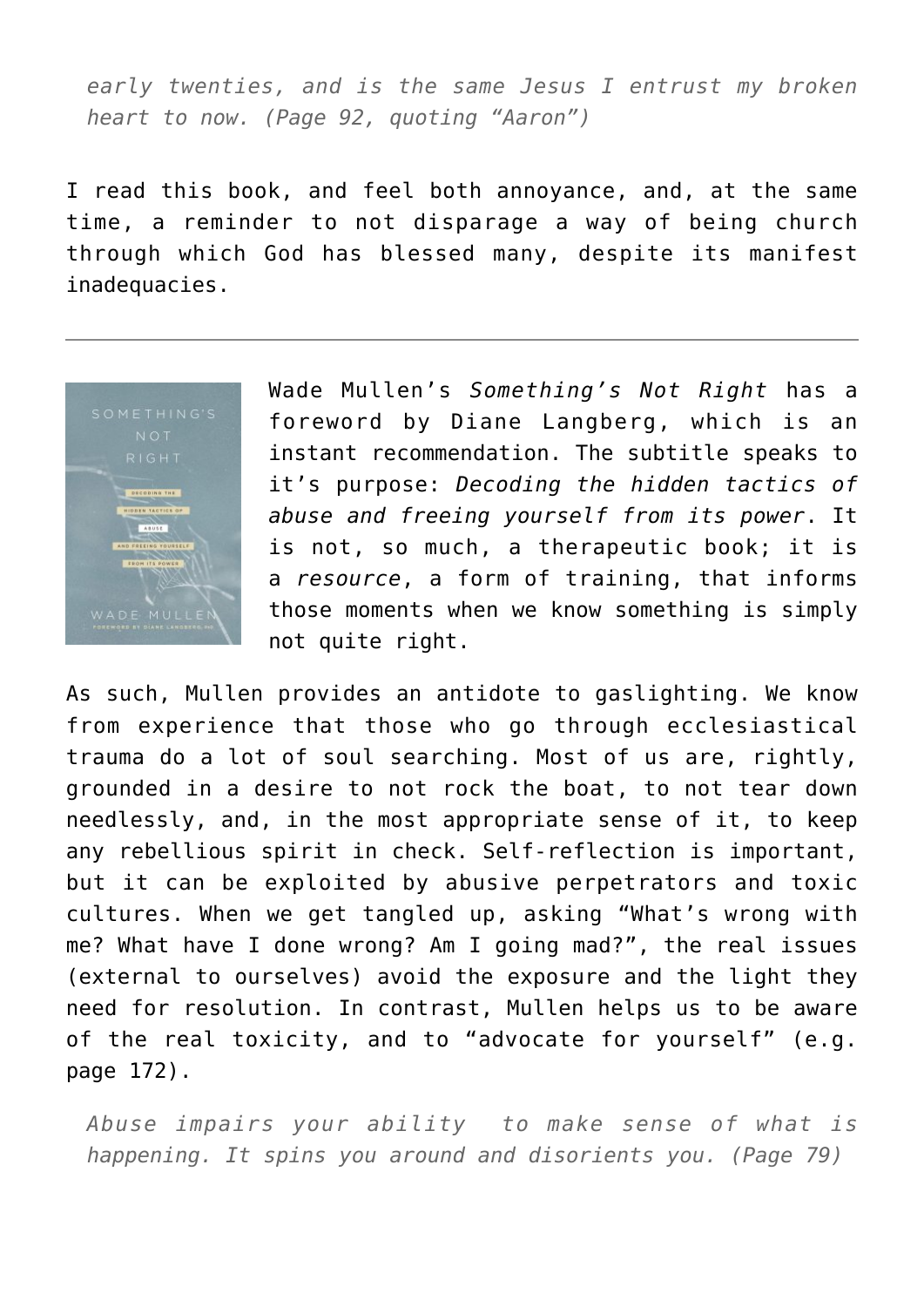> *early twenties, and is the same Jesus I entrust my broken heart to now. (Page 92, quoting "Aaron")*

I read this book, and feel both annoyance, and, at the same time, a reminder to not disparage a way of being church through which God has blessed many, despite its manifest inadequacies.

---

Wade Mullen's *Something's Not Right* has a foreword by Diane Langberg, which is an instant recommendation. The subtitle speaks to it's purpose: *Decoding the hidden tactics of abuse and freeing yourself from its power*. It is not, so much, a therapeutic book; it is a *resource*, a form of training, that informs those moments when we know something is simply not quite right.

As such, Mullen provides an antidote to gaslighting. We know from experience that those who go through ecclesiastical trauma do a lot of soul searching. Most of us are, rightly, grounded in a desire to not rock the boat, to not tear down needlessly, and, in the most appropriate sense of it, to keep any rebellious spirit in check. Self-reflection is important, but it can be exploited by abusive perpetrators and toxic cultures. When we get tangled up, asking "What's wrong with me? What have I done wrong? Am I going mad?", the real issues (external to ourselves) avoid the exposure and the light they need for resolution. In contrast, Mullen helps us to be aware of the real toxicity, and to "advocate for yourself" (e.g. page 172).

> *Abuse impairs your ability to make sense of what is happening. It spins you around and disorients you. (Page 79)*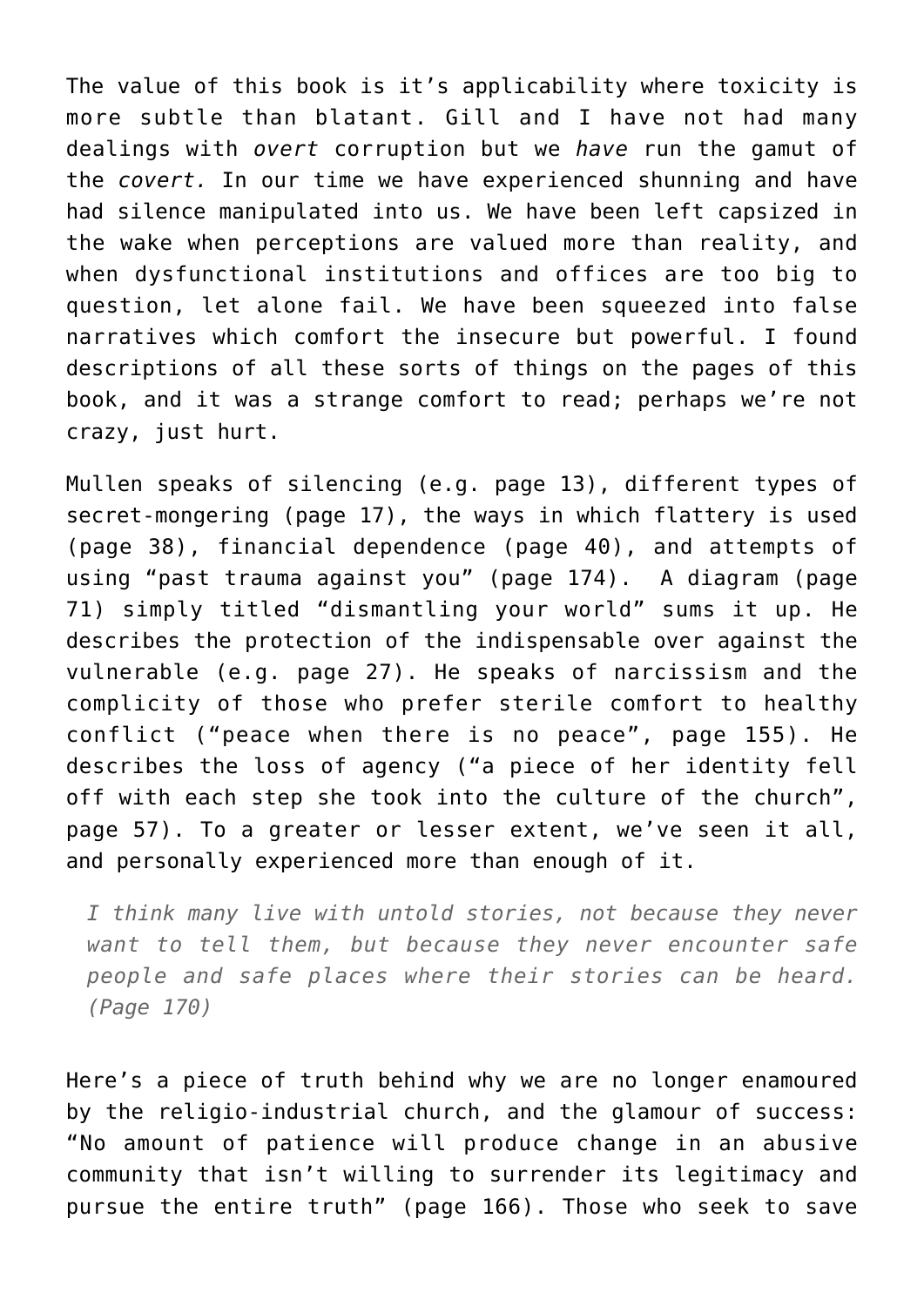The value of this book is it's applicability where toxicity is more subtle than blatant. Gill and I have not had many dealings with *overt* corruption but we *have* run the gamut of the *covert.* In our time we have experienced shunning and have had silence manipulated into us. We have been left capsized in the wake when perceptions are valued more than reality, and when dysfunctional institutions and offices are too big to question, let alone fail. We have been squeezed into false narratives which comfort the insecure but powerful. I found descriptions of all these sorts of things on the pages of this book, and it was a strange comfort to read; perhaps we're not crazy, just hurt.

Mullen speaks of silencing (e.g. page 13), different types of secret-mongering (page 17), the ways in which flattery is used (page 38), financial dependence (page 40), and attempts of using "past trauma against you" (page 174). A diagram (page 71) simply titled "dismantling your world" sums it up. He describes the protection of the indispensable over against the vulnerable (e.g. page 27). He speaks of narcissism and the complicity of those who prefer sterile comfort to healthy conflict ("peace when there is no peace", page 155). He describes the loss of agency ("a piece of her identity fell off with each step she took into the culture of the church", page 57). To a greater or lesser extent, we've seen it all, and personally experienced more than enough of it.

> *I think many live with untold stories, not because they never want to tell them, but because they never encounter safe people and safe places where their stories can be heard. (Page 170)*

Here's a piece of truth behind why we are no longer enamoured by the religio-industrial church, and the glamour of success: "No amount of patience will produce change in an abusive community that isn't willing to surrender its legitimacy and pursue the entire truth" (page 166). Those who seek to save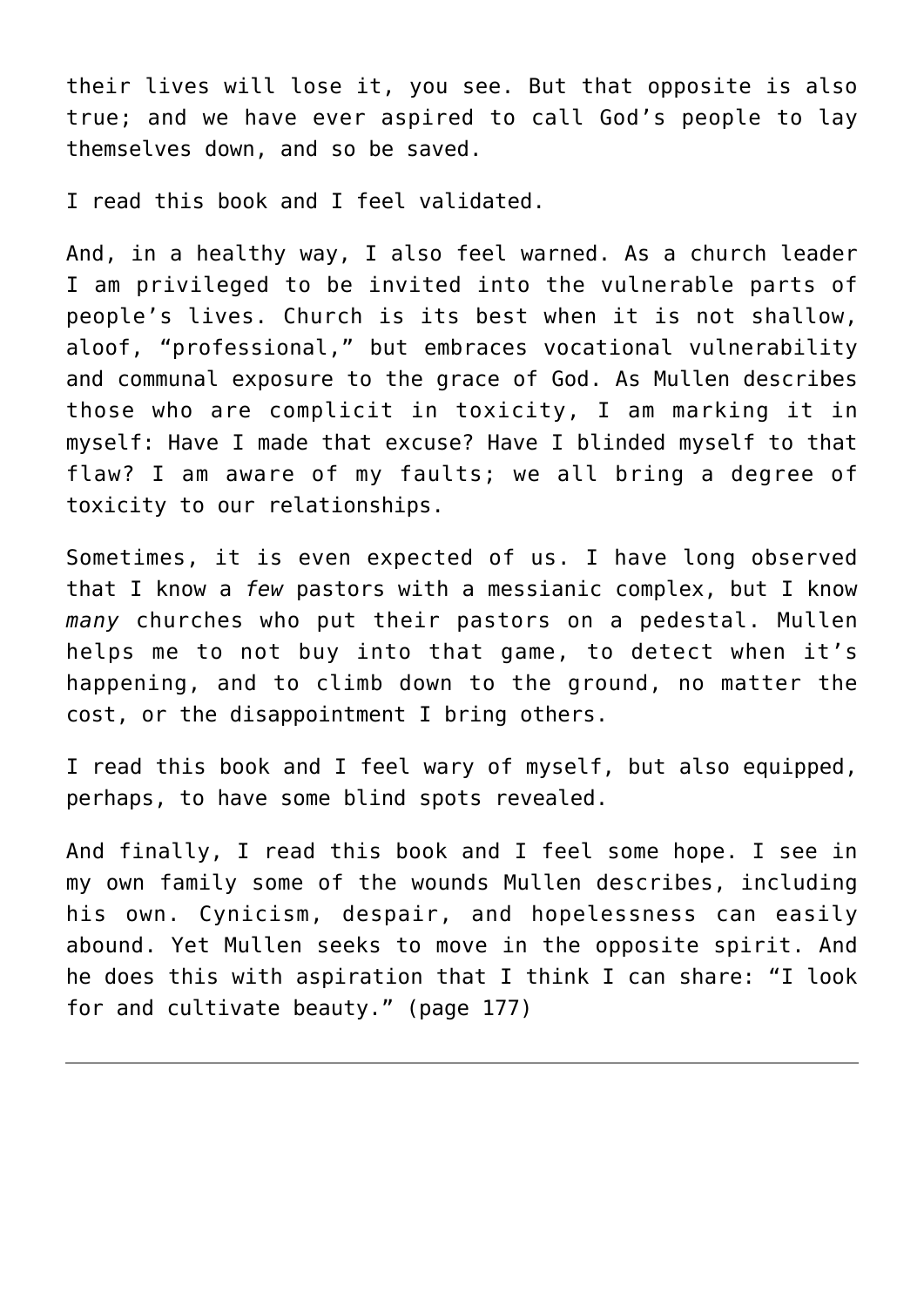their lives will lose it, you see. But that opposite is also true; and we have ever aspired to call God's people to lay themselves down, and so be saved.

I read this book and I feel validated.

And, in a healthy way, I also feel warned. As a church leader I am privileged to be invited into the vulnerable parts of people's lives. Church is its best when it is not shallow, aloof, "professional," but embraces vocational vulnerability and communal exposure to the grace of God. As Mullen describes those who are complicit in toxicity, I am marking it in myself: Have I made that excuse? Have I blinded myself to that flaw? I am aware of my faults; we all bring a degree of toxicity to our relationships.

Sometimes, it is even expected of us. I have long observed that I know a *few* pastors with a messianic complex, but I know *many* churches who put their pastors on a pedestal. Mullen helps me to not buy into that game, to detect when it's happening, and to climb down to the ground, no matter the cost, or the disappointment I bring others.

I read this book and I feel wary of myself, but also equipped, perhaps, to have some blind spots revealed.

And finally, I read this book and I feel some hope. I see in my own family some of the wounds Mullen describes, including his own. Cynicism, despair, and hopelessness can easily abound. Yet Mullen seeks to move in the opposite spirit. And he does this with aspiration that I think I can share: "I look for and cultivate beauty." (page 177)

---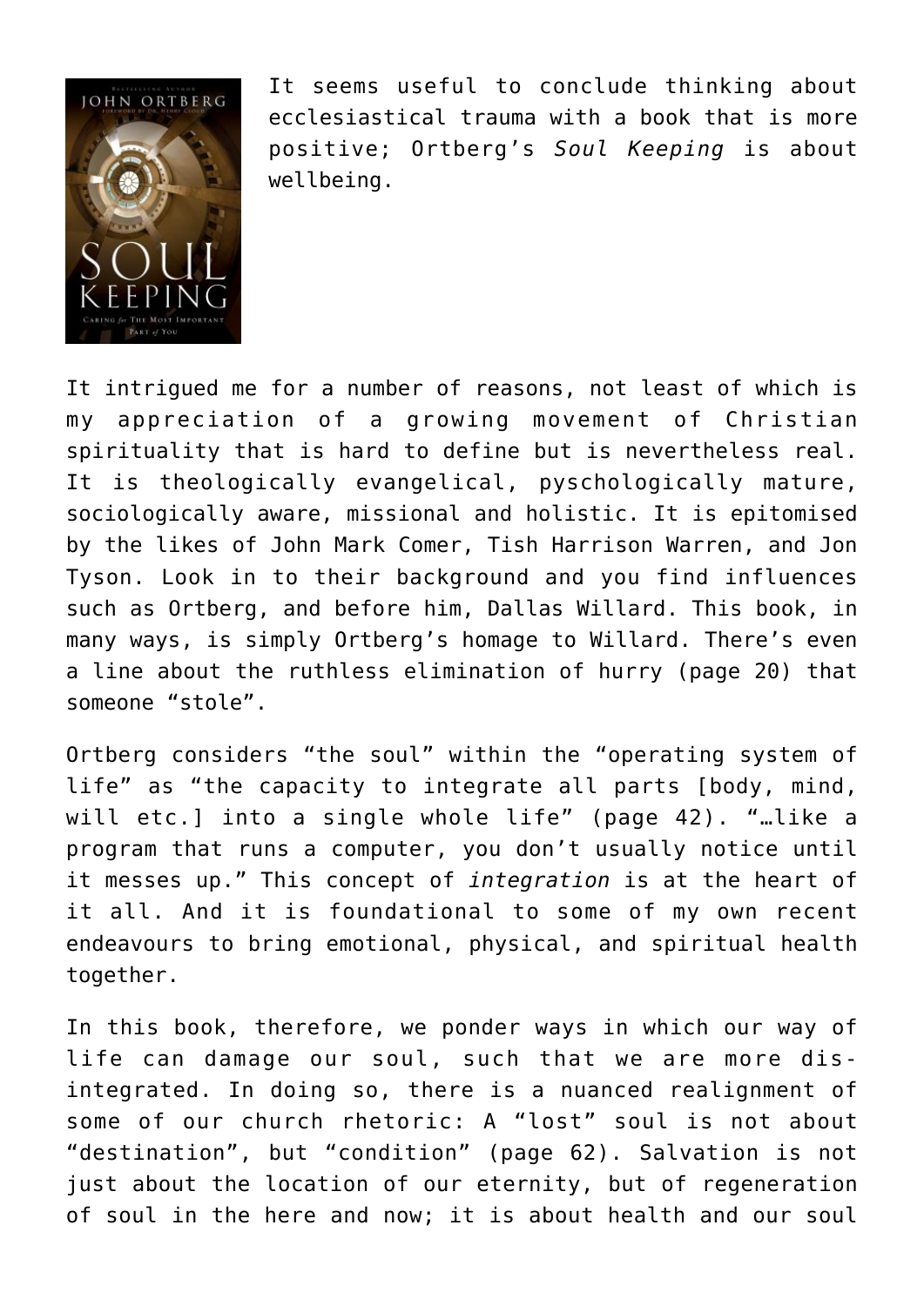It seems useful to conclude thinking about ecclesiastical trauma with a book that is more positive; Ortberg's *Soul Keeping* is about wellbeing.

It intrigued me for a number of reasons, not least of which is my appreciation of a growing movement of Christian spirituality that is hard to define but is nevertheless real. It is theologically evangelical, pyschologically mature, sociologically aware, missional and holistic. It is epitomised by the likes of John Mark Comer, Tish Harrison Warren, and Jon Tyson. Look in to their background and you find influences such as Ortberg, and before him, Dallas Willard. This book, in many ways, is simply Ortberg's homage to Willard. There's even a line about the ruthless elimination of hurry (page 20) that someone "stole".

Ortberg considers "the soul" within the "operating system of life" as "the capacity to integrate all parts [body, mind, will etc.] into a single whole life" (page 42). "…like a program that runs a computer, you don't usually notice until it messes up." This concept of *integration* is at the heart of it all. And it is foundational to some of my own recent endeavours to bring emotional, physical, and spiritual health together.

In this book, therefore, we ponder ways in which our way of life can damage our soul, such that we are more dis-integrated. In doing so, there is a nuanced realignment of some of our church rhetoric: A "lost" soul is not about "destination", but "condition" (page 62). Salvation is not just about the location of our eternity, but of regeneration of soul in the here and now; it is about health and our soul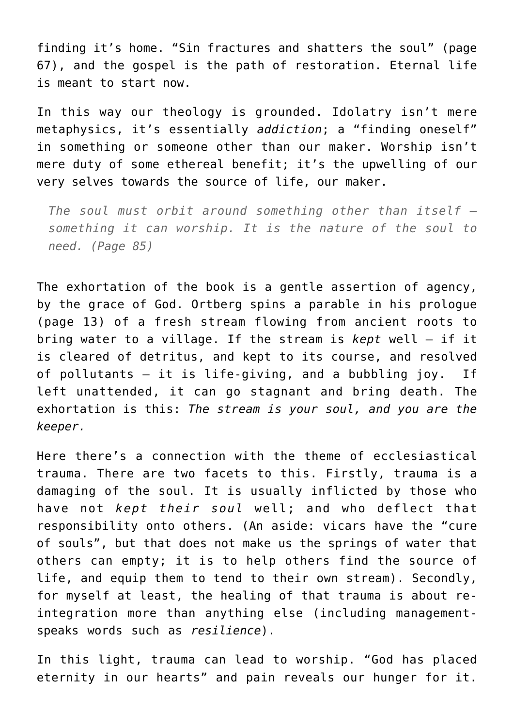finding it's home. "Sin fractures and shatters the soul" (page 67), and the gospel is the path of restoration. Eternal life is meant to start now.

In this way our theology is grounded. Idolatry isn't mere metaphysics, it's essentially *addiction*; a "finding oneself" in something or someone other than our maker. Worship isn't mere duty of some ethereal benefit; it's the upwelling of our very selves towards the source of life, our maker.

> *The soul must orbit around something other than itself – something it can worship. It is the nature of the soul to need. (Page 85)*

The exhortation of the book is a gentle assertion of agency, by the grace of God. Ortberg spins a parable in his prologue (page 13) of a fresh stream flowing from ancient roots to bring water to a village. If the stream is *kept* well – if it is cleared of detritus, and kept to its course, and resolved of pollutants – it is life-giving, and a bubbling joy. If left unattended, it can go stagnant and bring death. The exhortation is this: *The stream is your soul, and you are the keeper.*

Here there's a connection with the theme of ecclesiastical trauma. There are two facets to this. Firstly, trauma is a damaging of the soul. It is usually inflicted by those who have not *kept their soul* well; and who deflect that responsibility onto others. (An aside: vicars have the "cure of souls", but that does not make us the springs of water that others can empty; it is to help others find the source of life, and equip them to tend to their own stream). Secondly, for myself at least, the healing of that trauma is about re-integration more than anything else (including management-speaks words such as *resilience*).

In this light, trauma can lead to worship. "God has placed eternity in our hearts" and pain reveals our hunger for it.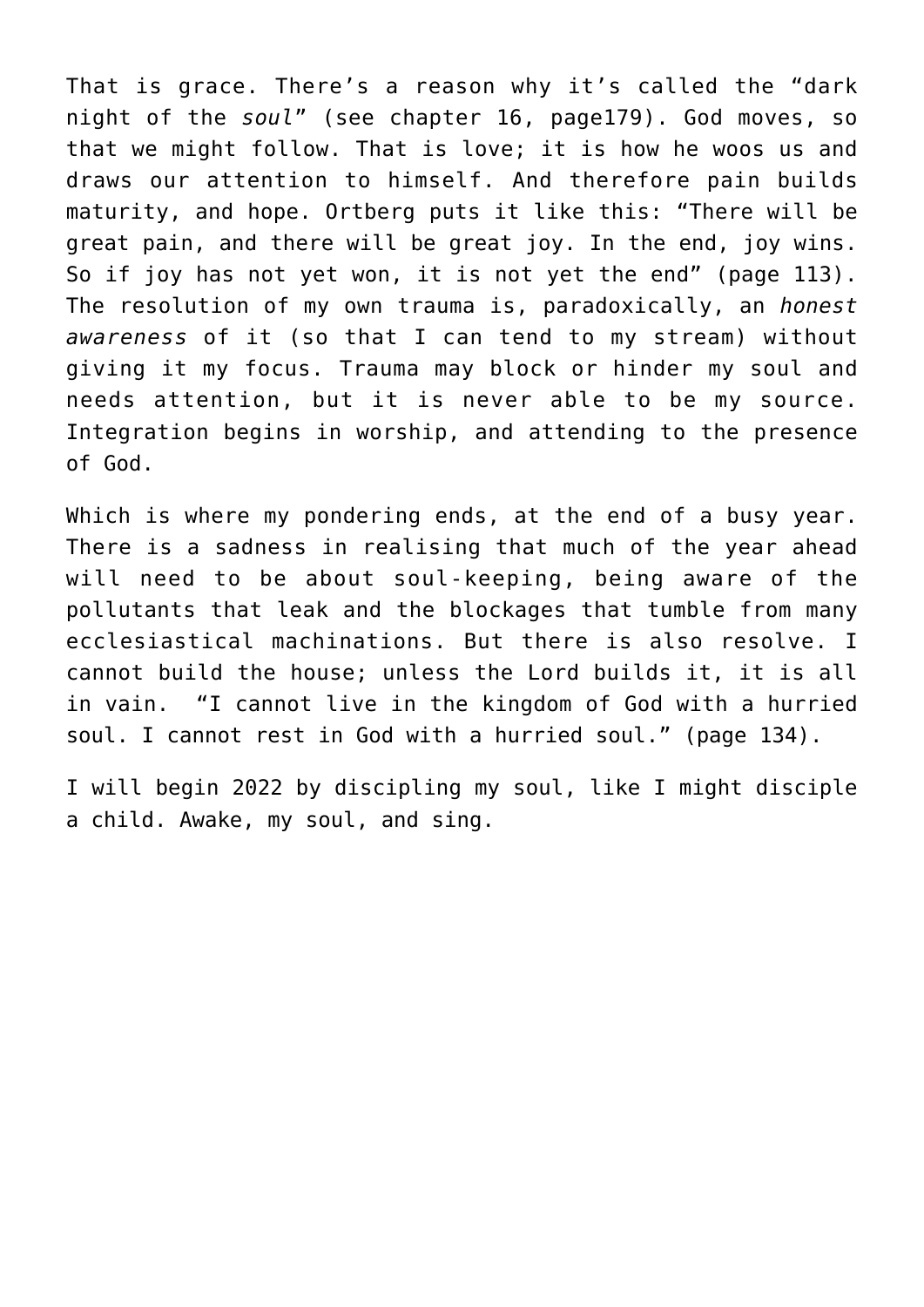That is grace. There's a reason why it's called the "dark night of the *soul*" (see chapter 16, page179). God moves, so that we might follow. That is love; it is how he woos us and draws our attention to himself. And therefore pain builds maturity, and hope. Ortberg puts it like this: "There will be great pain, and there will be great joy. In the end, joy wins. So if joy has not yet won, it is not yet the end" (page 113). The resolution of my own trauma is, paradoxically, an *honest awareness* of it (so that I can tend to my stream) without giving it my focus. Trauma may block or hinder my soul and needs attention, but it is never able to be my source. Integration begins in worship, and attending to the presence of God.

Which is where my pondering ends, at the end of a busy year. There is a sadness in realising that much of the year ahead will need to be about soul-keeping, being aware of the pollutants that leak and the blockages that tumble from many ecclesiastical machinations. But there is also resolve. I cannot build the house; unless the Lord builds it, it is all in vain. "I cannot live in the kingdom of God with a hurried soul. I cannot rest in God with a hurried soul." (page 134).

I will begin 2022 by discipling my soul, like I might disciple a child. Awake, my soul, and sing.